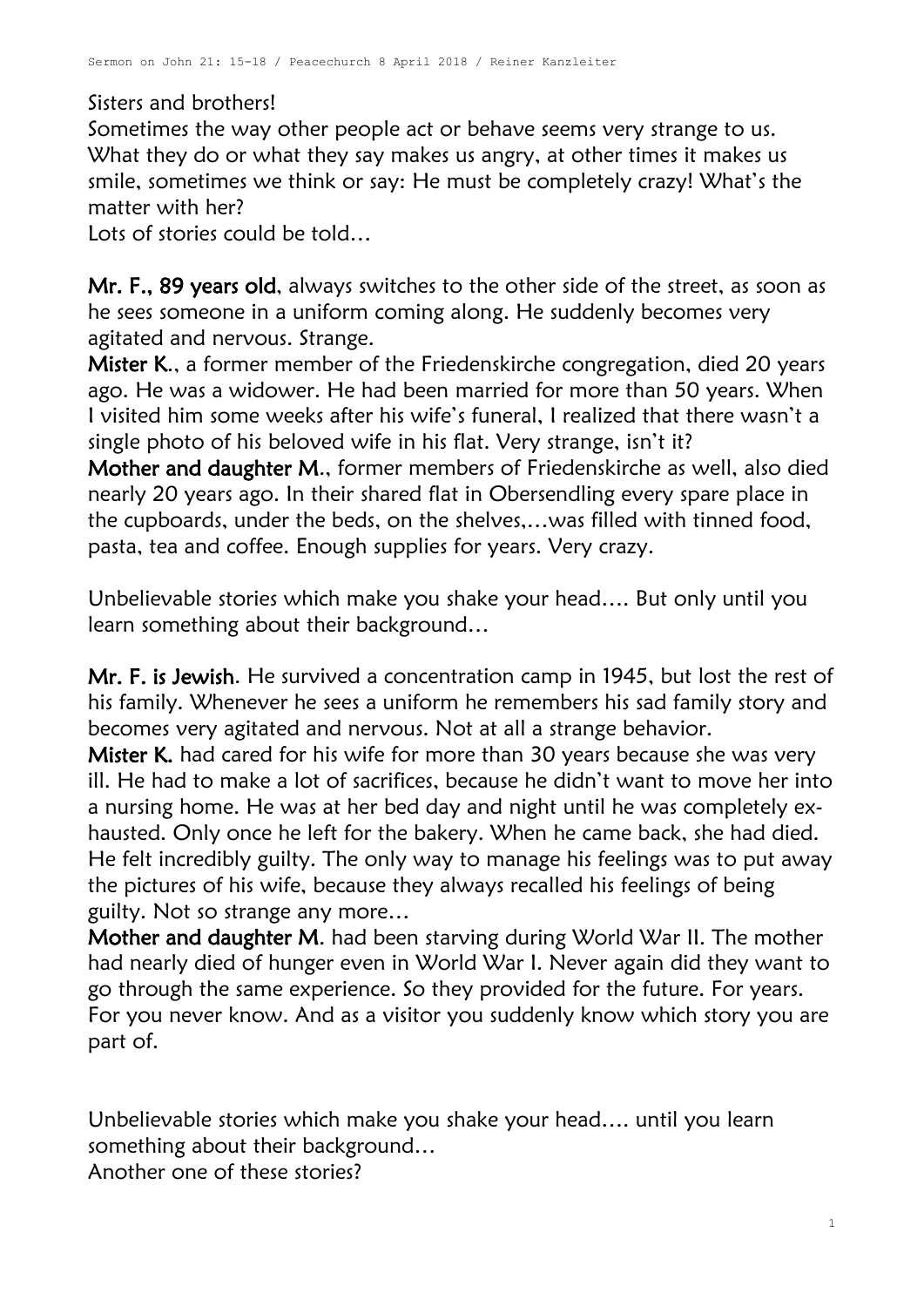Sisters and brothers!
Sometimes the way other people act or behave seems very strange to us. What they do or what they say makes us angry, at other times it makes us smile, sometimes we think or say: He must be completely crazy! What's the matter with her?
Lots of stories could be told…

**Mr. F., 89 years old**, always switches to the other side of the street, as soon as he sees someone in a uniform coming along. He suddenly becomes very agitated and nervous. Strange.
**Mister K.**, a former member of the Friedenskirche congregation, died 20 years ago. He was a widower. He had been married for more than 50 years. When I visited him some weeks after his wife's funeral, I realized that there wasn't a single photo of his beloved wife in his flat. Very strange, isn't it?
**Mother and daughter M.**, former members of Friedenskirche as well, also died nearly 20 years ago. In their shared flat in Obersendling every spare place in the cupboards, under the beds, on the shelves,…was filled with tinned food, pasta, tea and coffee. Enough supplies for years. Very crazy.

Unbelievable stories which make you shake your head…. But only until you learn something about their background…

**Mr. F. is Jewish**. He survived a concentration camp in 1945, but lost the rest of his family. Whenever he sees a uniform he remembers his sad family story and becomes very agitated and nervous. Not at all a strange behavior.
**Mister K.** had cared for his wife for more than 30 years because she was very ill. He had to make a lot of sacrifices, because he didn't want to move her into a nursing home. He was at her bed day and night until he was completely exhausted. Only once he left for the bakery. When he came back, she had died. He felt incredibly guilty. The only way to manage his feelings was to put away the pictures of his wife, because they always recalled his feelings of being guilty. Not so strange any more…
**Mother and daughter M.** had been starving during World War II. The mother had nearly died of hunger even in World War I. Never again did they want to go through the same experience. So they provided for the future. For years. For you never know. And as a visitor you suddenly know which story you are part of.

Unbelievable stories which make you shake your head…. until you learn something about their background…
Another one of these stories?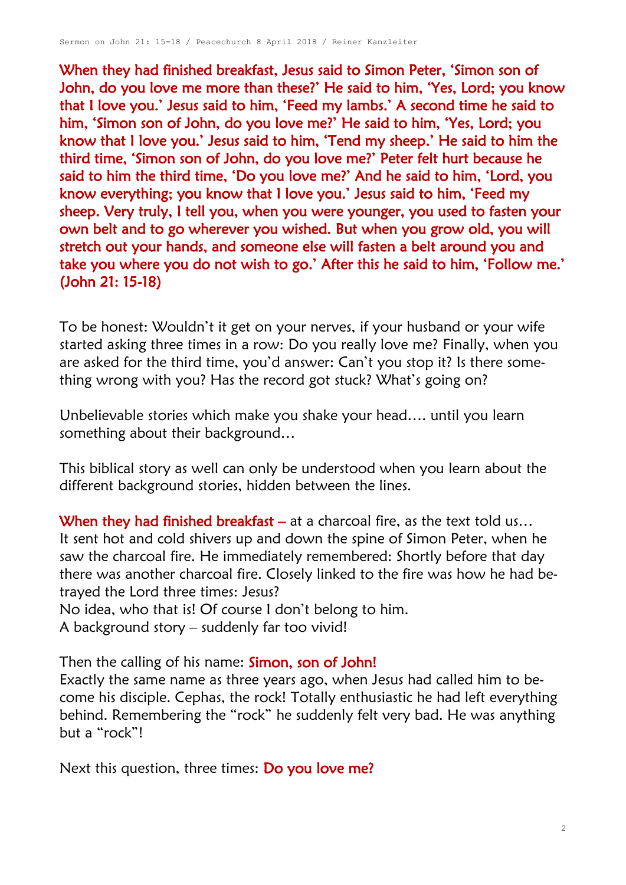**When they had finished breakfast, Jesus said to Simon Peter, 'Simon son of John, do you love me more than these?' He said to him, 'Yes, Lord; you know that I love you.' Jesus said to him, 'Feed my lambs.' A second time he said to him, 'Simon son of John, do you love me?' He said to him, 'Yes, Lord; you know that I love you.' Jesus said to him, 'Tend my sheep.' He said to him the third time, 'Simon son of John, do you love me?' Peter felt hurt because he said to him the third time, 'Do you love me?' And he said to him, 'Lord, you know everything; you know that I love you.' Jesus said to him, 'Feed my sheep. Very truly, I tell you, when you were younger, you used to fasten your own belt and to go wherever you wished. But when you grow old, you will stretch out your hands, and someone else will fasten a belt around you and take you where you do not wish to go.' After this he said to him, 'Follow me.' (John 21: 15-18)**

To be honest: Wouldn't it get on your nerves, if your husband or your wife started asking three times in a row: Do you really love me? Finally, when you are asked for the third time, you'd answer: Can't you stop it? Is there something wrong with you? Has the record got stuck? What's going on?

Unbelievable stories which make you shake your head…. until you learn something about their background…

This biblical story as well can only be understood when you learn about the different background stories, hidden between the lines.

**When they had finished breakfast –** at a charcoal fire, as the text told us…
It sent hot and cold shivers up and down the spine of Simon Peter, when he saw the charcoal fire. He immediately remembered: Shortly before that day there was another charcoal fire. Closely linked to the fire was how he had betrayed the Lord three times: Jesus?
No idea, who that is! Of course I don't belong to him.
A background story – suddenly far too vivid!

Then the calling of his name: **Simon, son of John!**
Exactly the same name as three years ago, when Jesus had called him to become his disciple. Cephas, the rock! Totally enthusiastic he had left everything behind. Remembering the "rock" he suddenly felt very bad. He was anything but a "rock"!

Next this question, three times: **Do you love me?**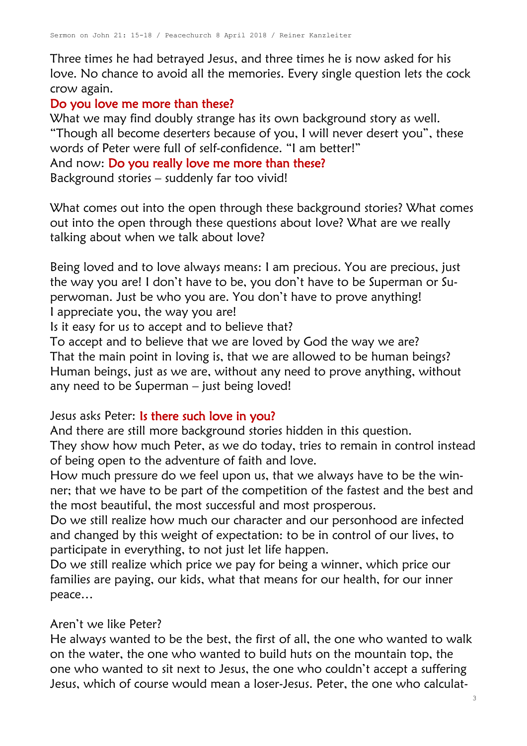Three times he had betrayed Jesus, and three times he is now asked for his love. No chance to avoid all the memories. Every single question lets the cock crow again.

**Do you love me more than these?**

What we may find doubly strange has its own background story as well. “Though all become deserters because of you, I will never desert you”, these words of Peter were full of self-confidence. “I am better!”

And now: **Do you really love me more than these?**

Background stories – suddenly far too vivid!

What comes out into the open through these background stories? What comes out into the open through these questions about love? What are we really talking about when we talk about love?

Being loved and to love always means: I am precious. You are precious, just the way you are! I don’t have to be, you don’t have to be Superman or Superwoman. Just be who you are. You don’t have to prove anything!

I appreciate you, the way you are!

Is it easy for us to accept and to believe that?

To accept and to believe that we are loved by God the way we are?

That the main point in loving is, that we are allowed to be human beings?

Human beings, just as we are, without any need to prove anything, without any need to be Superman – just being loved!

Jesus asks Peter: **Is there such love in you?**

And there are still more background stories hidden in this question.

They show how much Peter, as we do today, tries to remain in control instead of being open to the adventure of faith and love.

How much pressure do we feel upon us, that we always have to be the winner; that we have to be part of the competition of the fastest and the best and the most beautiful, the most successful and most prosperous.

Do we still realize how much our character and our personhood are infected and changed by this weight of expectation: to be in control of our lives, to participate in everything, to not just let life happen.

Do we still realize which price we pay for being a winner, which price our families are paying, our kids, what that means for our health, for our inner peace…

Aren’t we like Peter?

He always wanted to be the best, the first of all, the one who wanted to walk on the water, the one who wanted to build huts on the mountain top, the one who wanted to sit next to Jesus, the one who couldn’t accept a suffering Jesus, which of course would mean a loser-Jesus. Peter, the one who calculat-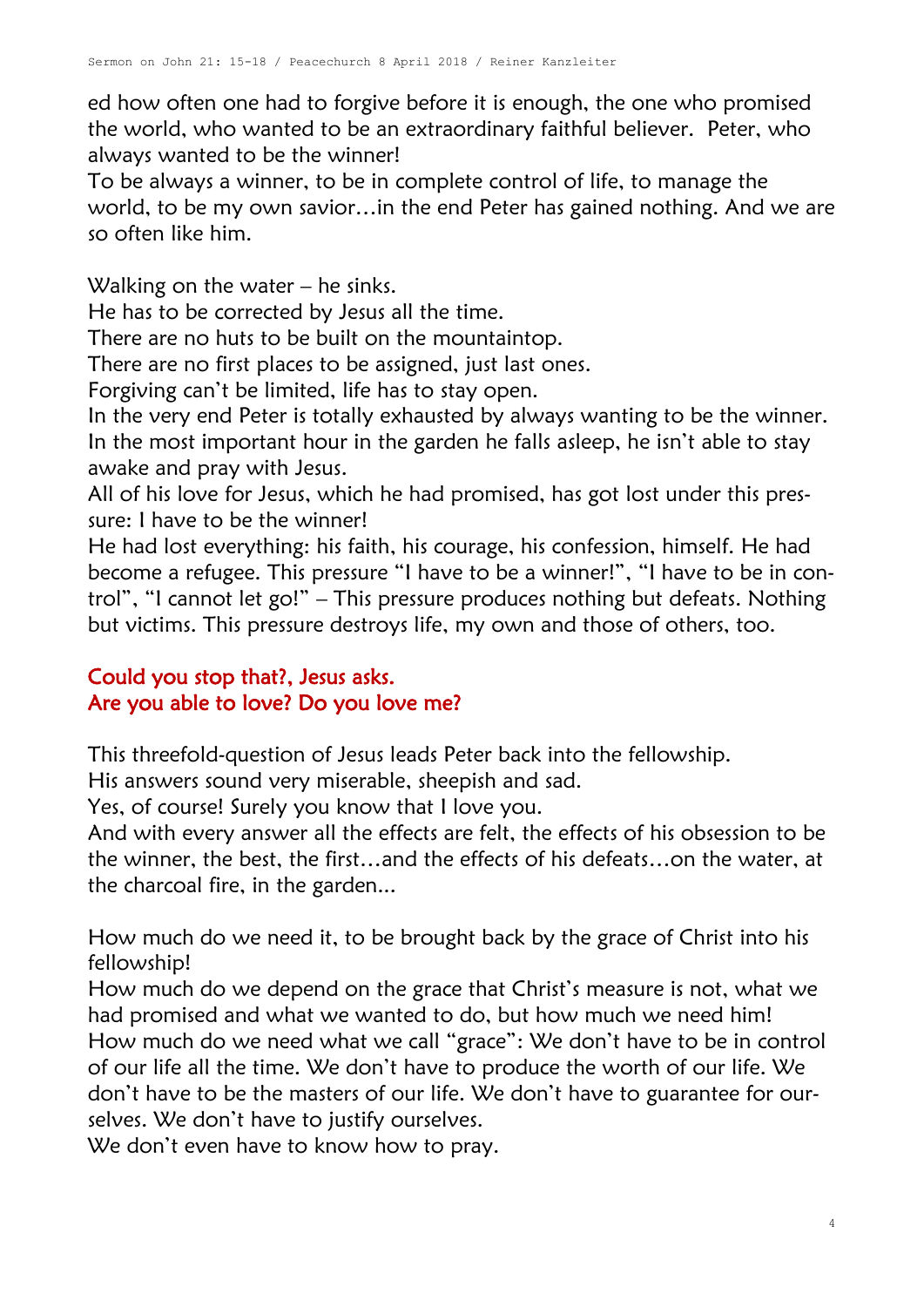ed how often one had to forgive before it is enough, the one who promised the world, who wanted to be an extraordinary faithful believer. Peter, who always wanted to be the winner!
To be always a winner, to be in complete control of life, to manage the world, to be my own savior…in the end Peter has gained nothing. And we are so often like him.

Walking on the water – he sinks.
He has to be corrected by Jesus all the time.
There are no huts to be built on the mountaintop.
There are no first places to be assigned, just last ones.
Forgiving can't be limited, life has to stay open.
In the very end Peter is totally exhausted by always wanting to be the winner. In the most important hour in the garden he falls asleep, he isn't able to stay awake and pray with Jesus.
All of his love for Jesus, which he had promised, has got lost under this pressure: I have to be the winner!
He had lost everything: his faith, his courage, his confession, himself. He had become a refugee. This pressure "I have to be a winner!", "I have to be in control", "I cannot let go!" – This pressure produces nothing but defeats. Nothing but victims. This pressure destroys life, my own and those of others, too.

**Could you stop that?, Jesus asks.**
**Are you able to love? Do you love me?**

This threefold-question of Jesus leads Peter back into the fellowship.
His answers sound very miserable, sheepish and sad.
Yes, of course! Surely you know that I love you.
And with every answer all the effects are felt, the effects of his obsession to be the winner, the best, the first…and the effects of his defeats…on the water, at the charcoal fire, in the garden...

How much do we need it, to be brought back by the grace of Christ into his fellowship!
How much do we depend on the grace that Christ's measure is not, what we had promised and what we wanted to do, but how much we need him!
How much do we need what we call "grace": We don't have to be in control of our life all the time. We don't have to produce the worth of our life. We don't have to be the masters of our life. We don't have to guarantee for ourselves. We don't have to justify ourselves.
We don't even have to know how to pray.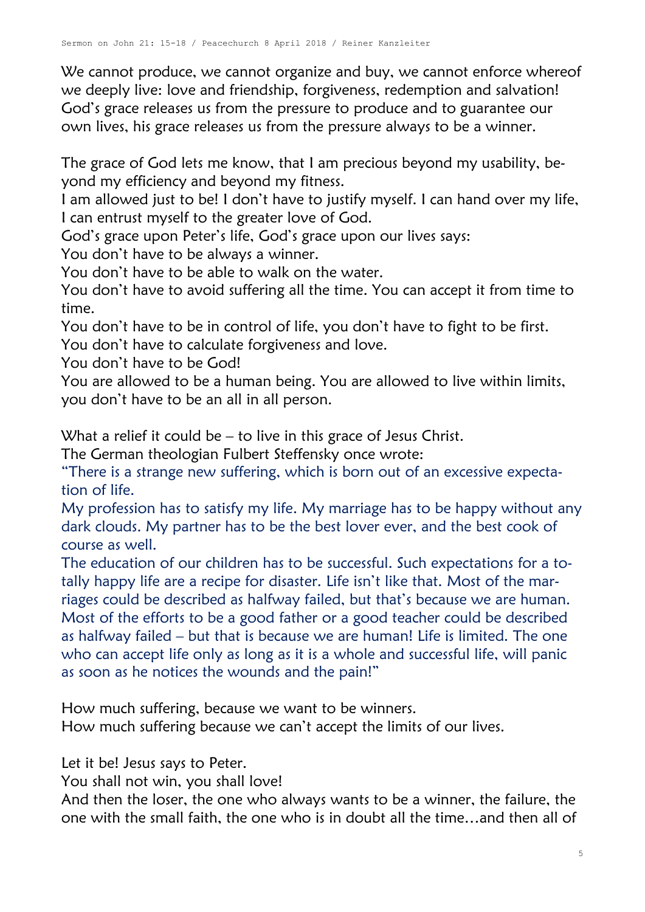We cannot produce, we cannot organize and buy, we cannot enforce whereof we deeply live: love and friendship, forgiveness, redemption and salvation! God's grace releases us from the pressure to produce and to guarantee our own lives, his grace releases us from the pressure always to be a winner.

The grace of God lets me know, that I am precious beyond my usability, beyond my efficiency and beyond my fitness.
I am allowed just to be! I don't have to justify myself. I can hand over my life, I can entrust myself to the greater love of God.
God's grace upon Peter's life, God's grace upon our lives says:
You don't have to be always a winner.
You don't have to be able to walk on the water.
You don't have to avoid suffering all the time. You can accept it from time to time.
You don't have to be in control of life, you don't have to fight to be first.
You don't have to calculate forgiveness and love.
You don't have to be God!
You are allowed to be a human being. You are allowed to live within limits, you don't have to be an all in all person.

What a relief it could be – to live in this grace of Jesus Christ.
The German theologian Fulbert Steffensky once wrote:
"There is a strange new suffering, which is born out of an excessive expectation of life.
My profession has to satisfy my life. My marriage has to be happy without any dark clouds. My partner has to be the best lover ever, and the best cook of course as well.
The education of our children has to be successful. Such expectations for a totally happy life are a recipe for disaster. Life isn't like that. Most of the marriages could be described as halfway failed, but that's because we are human. Most of the efforts to be a good father or a good teacher could be described as halfway failed – but that is because we are human! Life is limited. The one who can accept life only as long as it is a whole and successful life, will panic as soon as he notices the wounds and the pain!"

How much suffering, because we want to be winners.
How much suffering because we can't accept the limits of our lives.

Let it be! Jesus says to Peter.
You shall not win, you shall love!
And then the loser, the one who always wants to be a winner, the failure, the one with the small faith, the one who is in doubt all the time…and then all of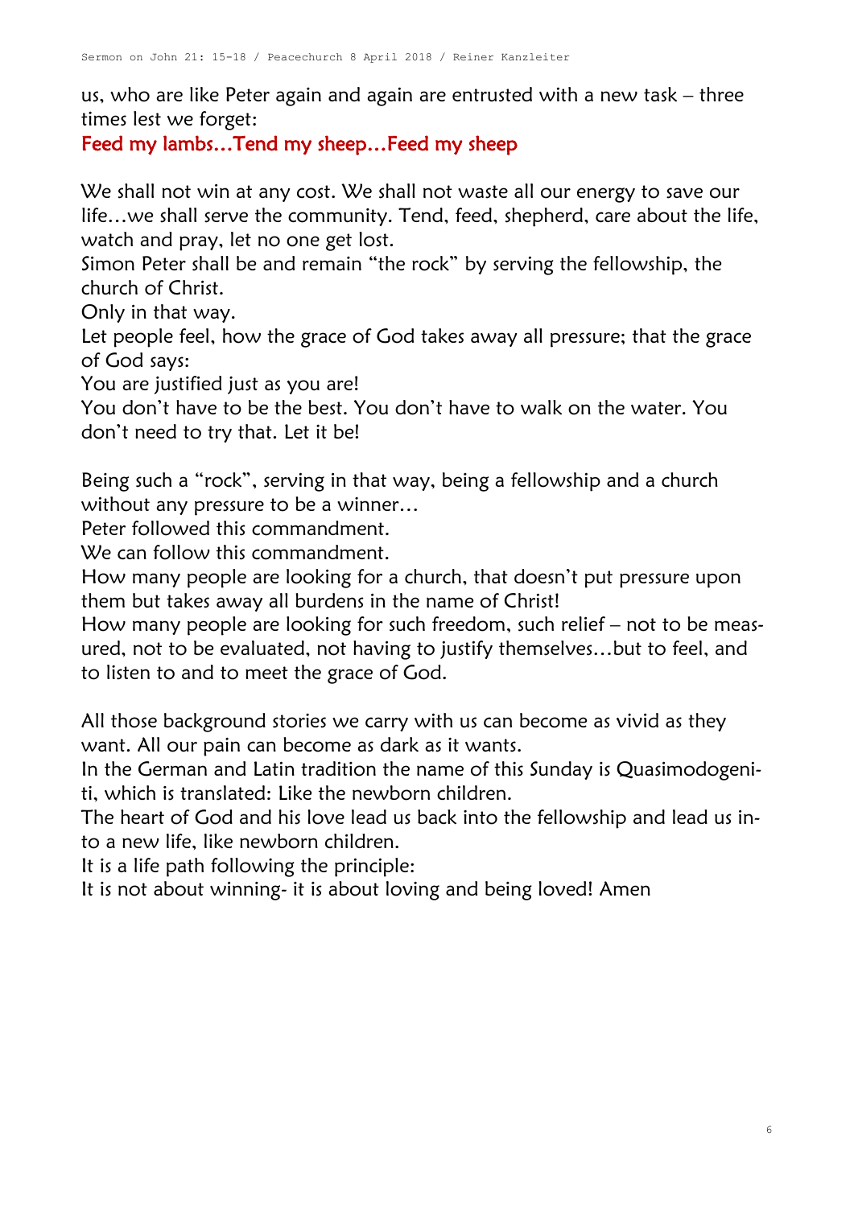us, who are like Peter again and again are entrusted with a new task – three times lest we forget:

**Feed my lambs…Tend my sheep…Feed my sheep**

We shall not win at any cost. We shall not waste all our energy to save our life…we shall serve the community. Tend, feed, shepherd, care about the life, watch and pray, let no one get lost.

Simon Peter shall be and remain "the rock" by serving the fellowship, the church of Christ.

Only in that way.

Let people feel, how the grace of God takes away all pressure; that the grace of God says:

You are justified just as you are!

You don't have to be the best. You don't have to walk on the water. You don't need to try that. Let it be!

Being such a "rock", serving in that way, being a fellowship and a church without any pressure to be a winner…

Peter followed this commandment.

We can follow this commandment.

How many people are looking for a church, that doesn't put pressure upon them but takes away all burdens in the name of Christ!

How many people are looking for such freedom, such relief – not to be measured, not to be evaluated, not having to justify themselves…but to feel, and to listen to and to meet the grace of God.

All those background stories we carry with us can become as vivid as they want. All our pain can become as dark as it wants.

In the German and Latin tradition the name of this Sunday is Quasimodogeniti, which is translated: Like the newborn children.

The heart of God and his love lead us back into the fellowship and lead us into a new life, like newborn children.

It is a life path following the principle:

It is not about winning- it is about loving and being loved! Amen